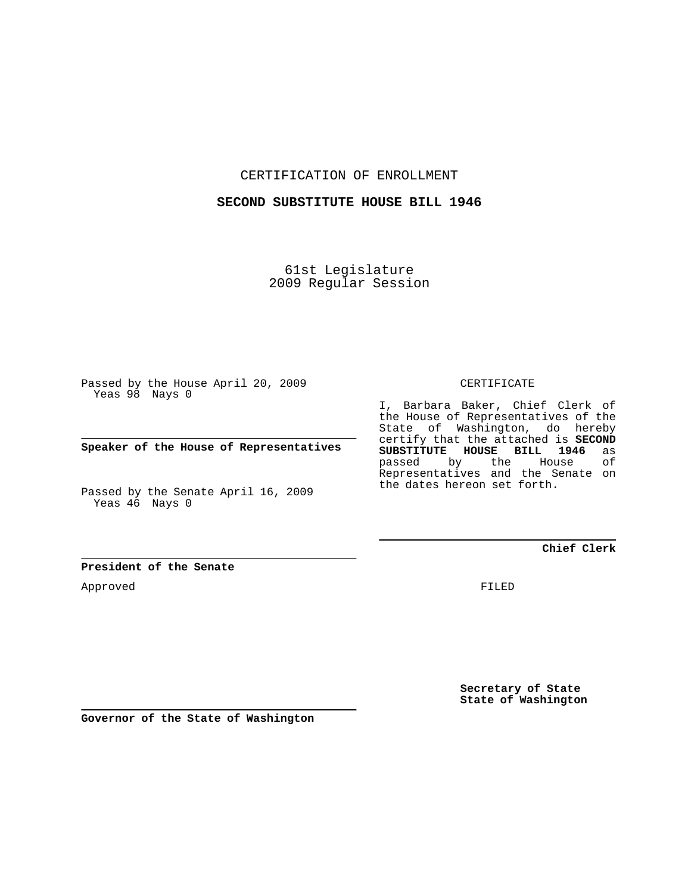CERTIFICATION OF ENROLLMENT

**SECOND SUBSTITUTE HOUSE BILL 1946**

61st Legislature
2009 Regular Session

Passed by the House April 20, 2009
Yeas 98 Nays 0

**Speaker of the House of Representatives**

Passed by the Senate April 16, 2009
Yeas 46 Nays 0

**President of the Senate**

Approved

**Governor of the State of Washington**

CERTIFICATE

I, Barbara Baker, Chief Clerk of the House of Representatives of the State of Washington, do hereby certify that the attached is **SECOND SUBSTITUTE HOUSE BILL 1946** as passed by the House of Representatives and the Senate on the dates hereon set forth.

**Chief Clerk**

FILED

**Secretary of State**
**State of Washington**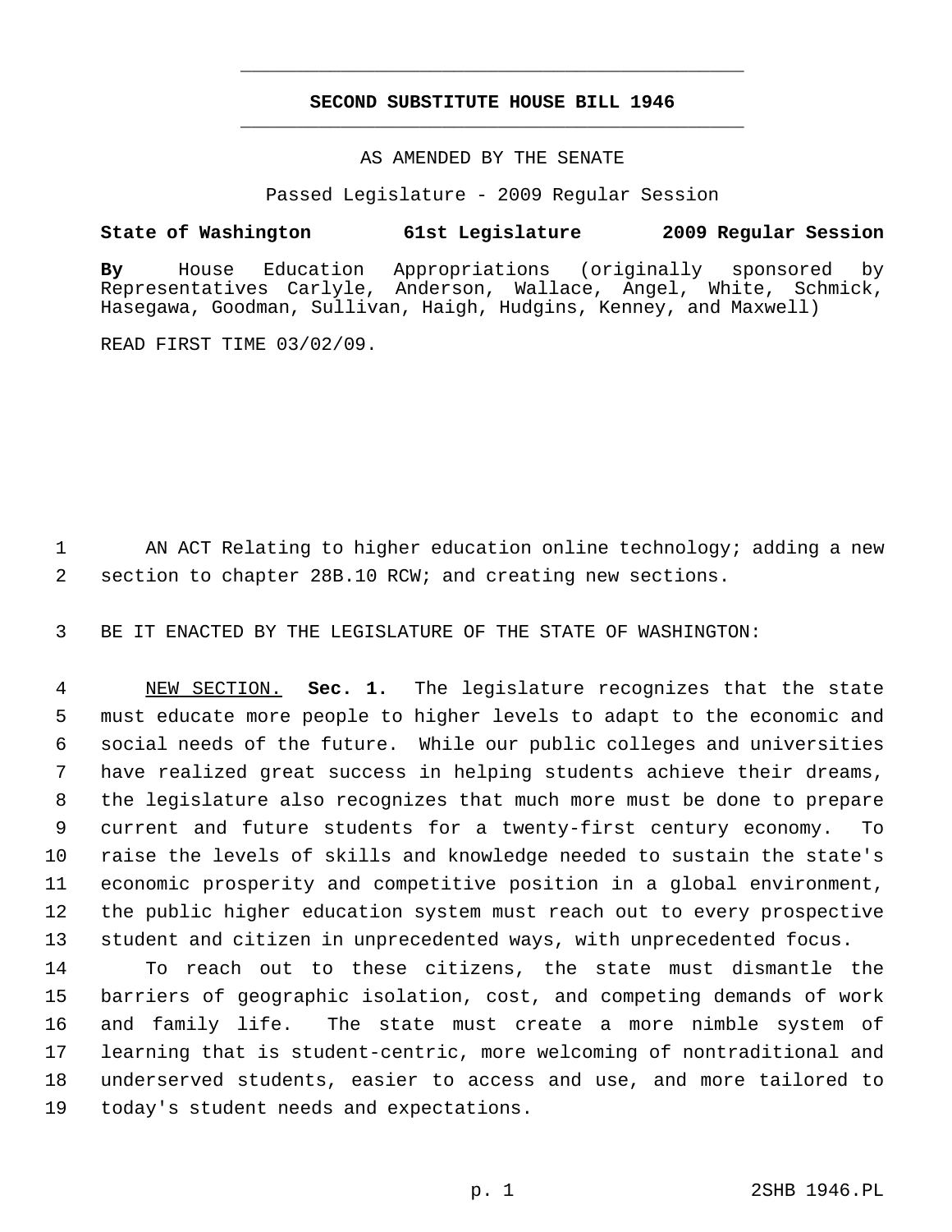# SECOND SUBSTITUTE HOUSE BILL 1946

AS AMENDED BY THE SENATE

Passed Legislature - 2009 Regular Session

**State of Washington 61st Legislature 2009 Regular Session**

**By** House Education Appropriations (originally sponsored by Representatives Carlyle, Anderson, Wallace, Angel, White, Schmick, Hasegawa, Goodman, Sullivan, Haigh, Hudgins, Kenney, and Maxwell)

READ FIRST TIME 03/02/09.

AN ACT Relating to higher education online technology; adding a new section to chapter 28B.10 RCW; and creating new sections.

BE IT ENACTED BY THE LEGISLATURE OF THE STATE OF WASHINGTON:

NEW SECTION. **Sec. 1.** The legislature recognizes that the state must educate more people to higher levels to adapt to the economic and social needs of the future. While our public colleges and universities have realized great success in helping students achieve their dreams, the legislature also recognizes that much more must be done to prepare current and future students for a twenty-first century economy. To raise the levels of skills and knowledge needed to sustain the state's economic prosperity and competitive position in a global environment, the public higher education system must reach out to every prospective student and citizen in unprecedented ways, with unprecedented focus.

To reach out to these citizens, the state must dismantle the barriers of geographic isolation, cost, and competing demands of work and family life. The state must create a more nimble system of learning that is student-centric, more welcoming of nontraditional and underserved students, easier to access and use, and more tailored to today's student needs and expectations.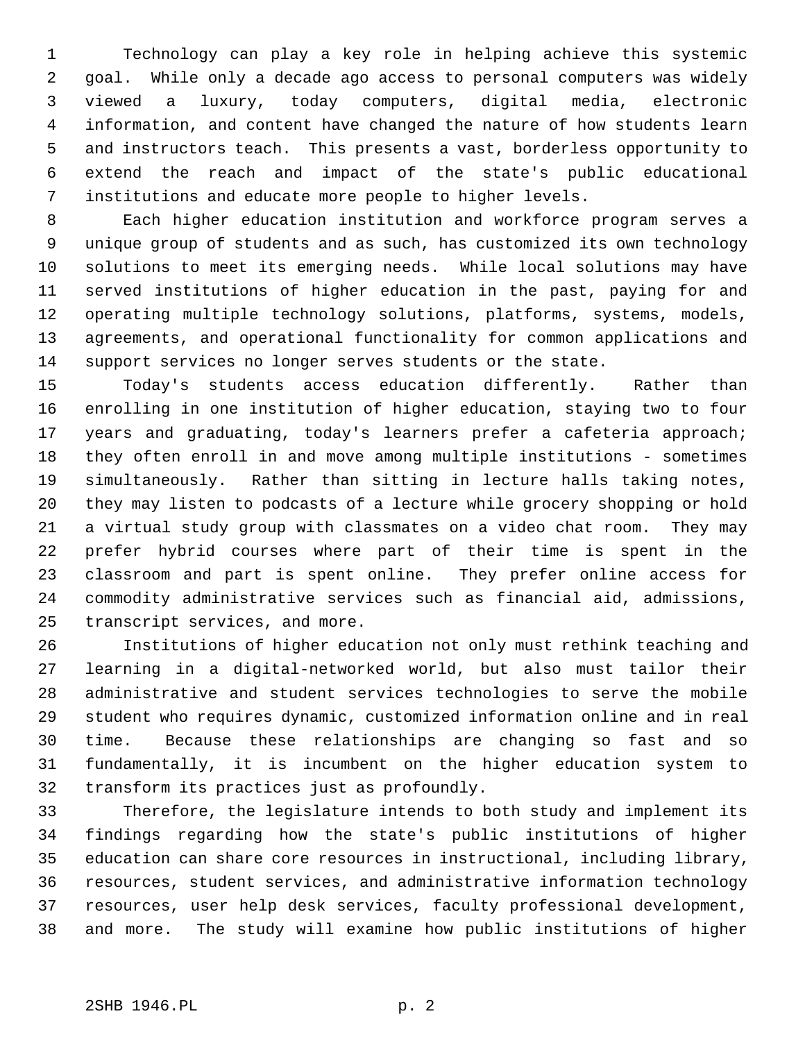Technology can play a key role in helping achieve this systemic goal. While only a decade ago access to personal computers was widely viewed a luxury, today computers, digital media, electronic information, and content have changed the nature of how students learn and instructors teach. This presents a vast, borderless opportunity to extend the reach and impact of the state's public educational institutions and educate more people to higher levels.

Each higher education institution and workforce program serves a unique group of students and as such, has customized its own technology solutions to meet its emerging needs. While local solutions may have served institutions of higher education in the past, paying for and operating multiple technology solutions, platforms, systems, models, agreements, and operational functionality for common applications and support services no longer serves students or the state.

Today's students access education differently. Rather than enrolling in one institution of higher education, staying two to four years and graduating, today's learners prefer a cafeteria approach; they often enroll in and move among multiple institutions - sometimes simultaneously. Rather than sitting in lecture halls taking notes, they may listen to podcasts of a lecture while grocery shopping or hold a virtual study group with classmates on a video chat room. They may prefer hybrid courses where part of their time is spent in the classroom and part is spent online. They prefer online access for commodity administrative services such as financial aid, admissions, transcript services, and more.

Institutions of higher education not only must rethink teaching and learning in a digital-networked world, but also must tailor their administrative and student services technologies to serve the mobile student who requires dynamic, customized information online and in real time. Because these relationships are changing so fast and so fundamentally, it is incumbent on the higher education system to transform its practices just as profoundly.

Therefore, the legislature intends to both study and implement its findings regarding how the state's public institutions of higher education can share core resources in instructional, including library, resources, student services, and administrative information technology resources, user help desk services, faculty professional development, and more. The study will examine how public institutions of higher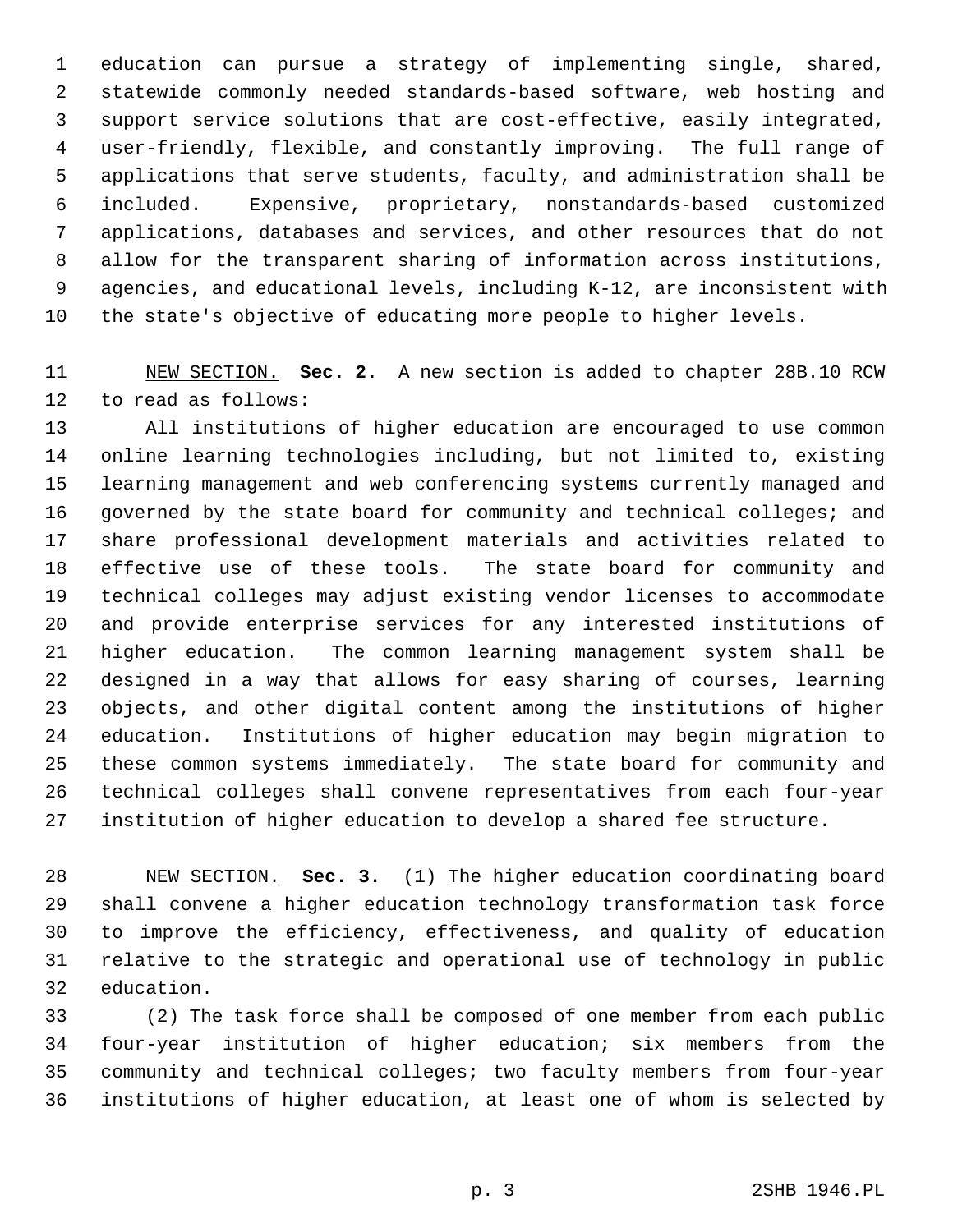education can pursue a strategy of implementing single, shared, statewide commonly needed standards-based software, web hosting and support service solutions that are cost-effective, easily integrated, user-friendly, flexible, and constantly improving. The full range of applications that serve students, faculty, and administration shall be included. Expensive, proprietary, nonstandards-based customized applications, databases and services, and other resources that do not allow for the transparent sharing of information across institutions, agencies, and educational levels, including K-12, are inconsistent with the state's objective of educating more people to higher levels.

NEW SECTION. **Sec. 2.** A new section is added to chapter 28B.10 RCW to read as follows:

All institutions of higher education are encouraged to use common online learning technologies including, but not limited to, existing learning management and web conferencing systems currently managed and governed by the state board for community and technical colleges; and share professional development materials and activities related to effective use of these tools. The state board for community and technical colleges may adjust existing vendor licenses to accommodate and provide enterprise services for any interested institutions of higher education. The common learning management system shall be designed in a way that allows for easy sharing of courses, learning objects, and other digital content among the institutions of higher education. Institutions of higher education may begin migration to these common systems immediately. The state board for community and technical colleges shall convene representatives from each four-year institution of higher education to develop a shared fee structure.

NEW SECTION. **Sec. 3.** (1) The higher education coordinating board shall convene a higher education technology transformation task force to improve the efficiency, effectiveness, and quality of education relative to the strategic and operational use of technology in public education.

(2) The task force shall be composed of one member from each public four-year institution of higher education; six members from the community and technical colleges; two faculty members from four-year institutions of higher education, at least one of whom is selected by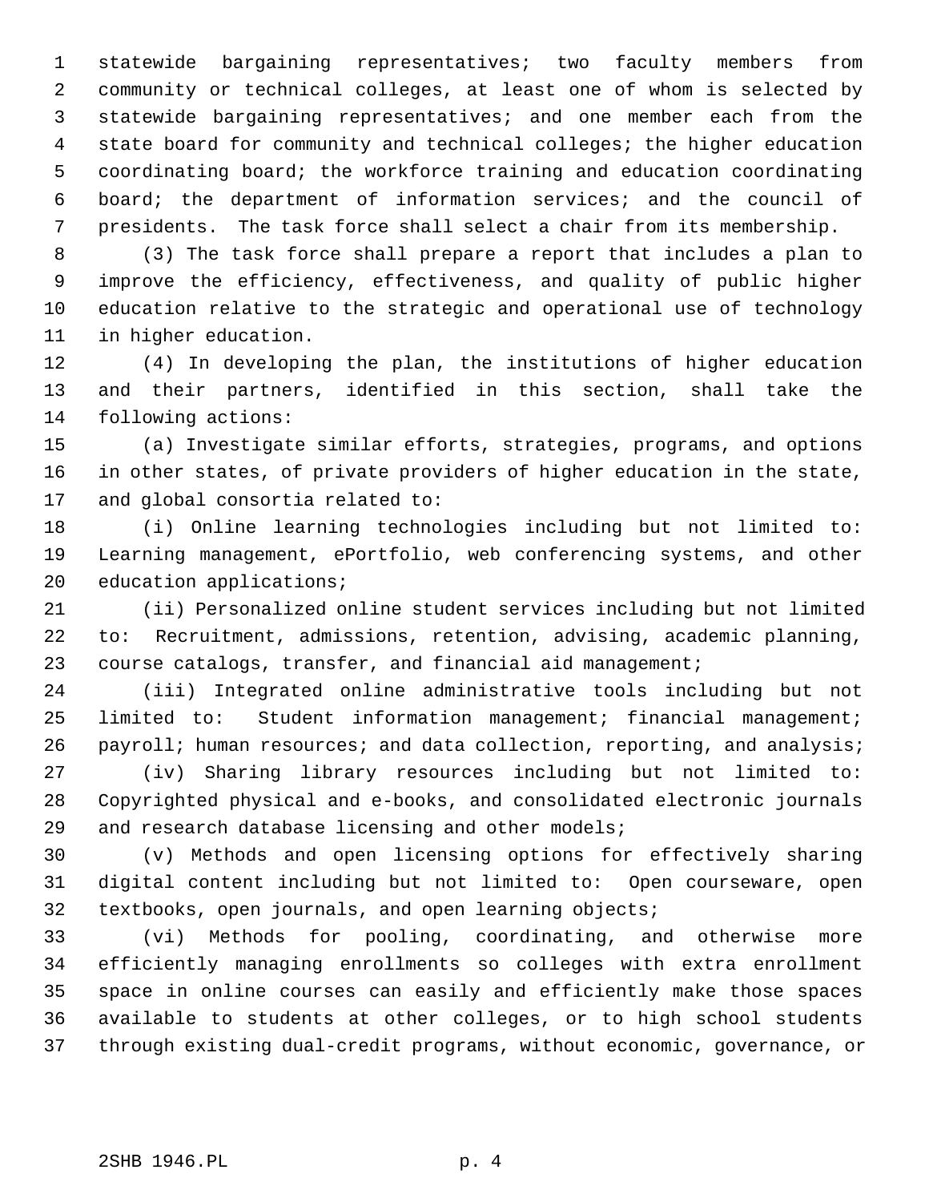statewide bargaining representatives; two faculty members from community or technical colleges, at least one of whom is selected by statewide bargaining representatives; and one member each from the state board for community and technical colleges; the higher education coordinating board; the workforce training and education coordinating board; the department of information services; and the council of presidents. The task force shall select a chair from its membership.

(3) The task force shall prepare a report that includes a plan to improve the efficiency, effectiveness, and quality of public higher education relative to the strategic and operational use of technology in higher education.

(4) In developing the plan, the institutions of higher education and their partners, identified in this section, shall take the following actions:

(a) Investigate similar efforts, strategies, programs, and options in other states, of private providers of higher education in the state, and global consortia related to:

(i) Online learning technologies including but not limited to: Learning management, ePortfolio, web conferencing systems, and other education applications;

(ii) Personalized online student services including but not limited to: Recruitment, admissions, retention, advising, academic planning, course catalogs, transfer, and financial aid management;

(iii) Integrated online administrative tools including but not limited to: Student information management; financial management; payroll; human resources; and data collection, reporting, and analysis;

(iv) Sharing library resources including but not limited to: Copyrighted physical and e-books, and consolidated electronic journals and research database licensing and other models;

(v) Methods and open licensing options for effectively sharing digital content including but not limited to: Open courseware, open textbooks, open journals, and open learning objects;

(vi) Methods for pooling, coordinating, and otherwise more efficiently managing enrollments so colleges with extra enrollment space in online courses can easily and efficiently make those spaces available to students at other colleges, or to high school students through existing dual-credit programs, without economic, governance, or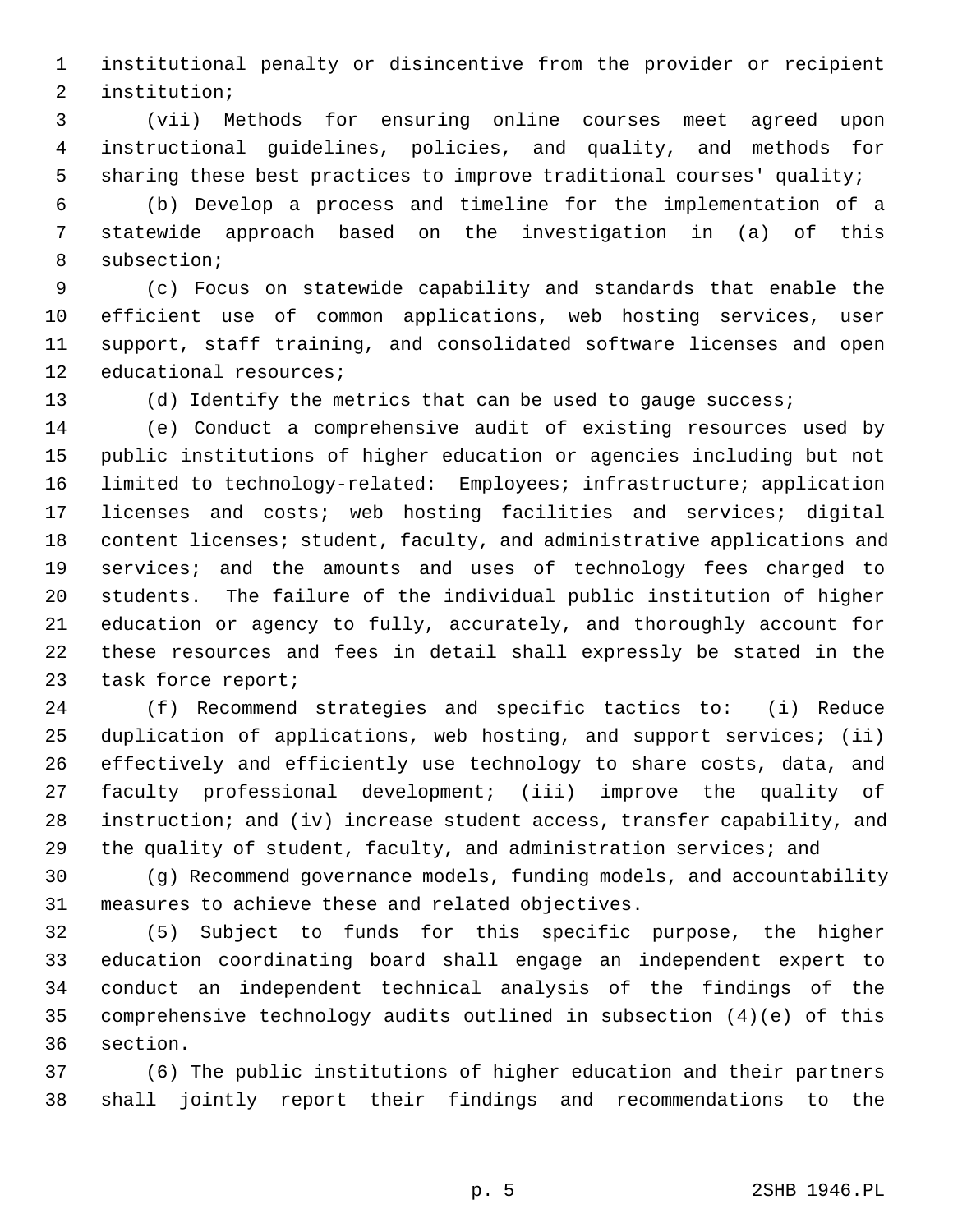institutional penalty or disincentive from the provider or recipient institution;

(vii) Methods for ensuring online courses meet agreed upon instructional guidelines, policies, and quality, and methods for sharing these best practices to improve traditional courses' quality;

(b) Develop a process and timeline for the implementation of a statewide approach based on the investigation in (a) of this subsection;

(c) Focus on statewide capability and standards that enable the efficient use of common applications, web hosting services, user support, staff training, and consolidated software licenses and open educational resources;

(d) Identify the metrics that can be used to gauge success;

(e) Conduct a comprehensive audit of existing resources used by public institutions of higher education or agencies including but not limited to technology-related: Employees; infrastructure; application licenses and costs; web hosting facilities and services; digital content licenses; student, faculty, and administrative applications and services; and the amounts and uses of technology fees charged to students. The failure of the individual public institution of higher education or agency to fully, accurately, and thoroughly account for these resources and fees in detail shall expressly be stated in the task force report;

(f) Recommend strategies and specific tactics to: (i) Reduce duplication of applications, web hosting, and support services; (ii) effectively and efficiently use technology to share costs, data, and faculty professional development; (iii) improve the quality of instruction; and (iv) increase student access, transfer capability, and the quality of student, faculty, and administration services; and

(g) Recommend governance models, funding models, and accountability measures to achieve these and related objectives.

(5) Subject to funds for this specific purpose, the higher education coordinating board shall engage an independent expert to conduct an independent technical analysis of the findings of the comprehensive technology audits outlined in subsection (4)(e) of this section.

(6) The public institutions of higher education and their partners shall jointly report their findings and recommendations to the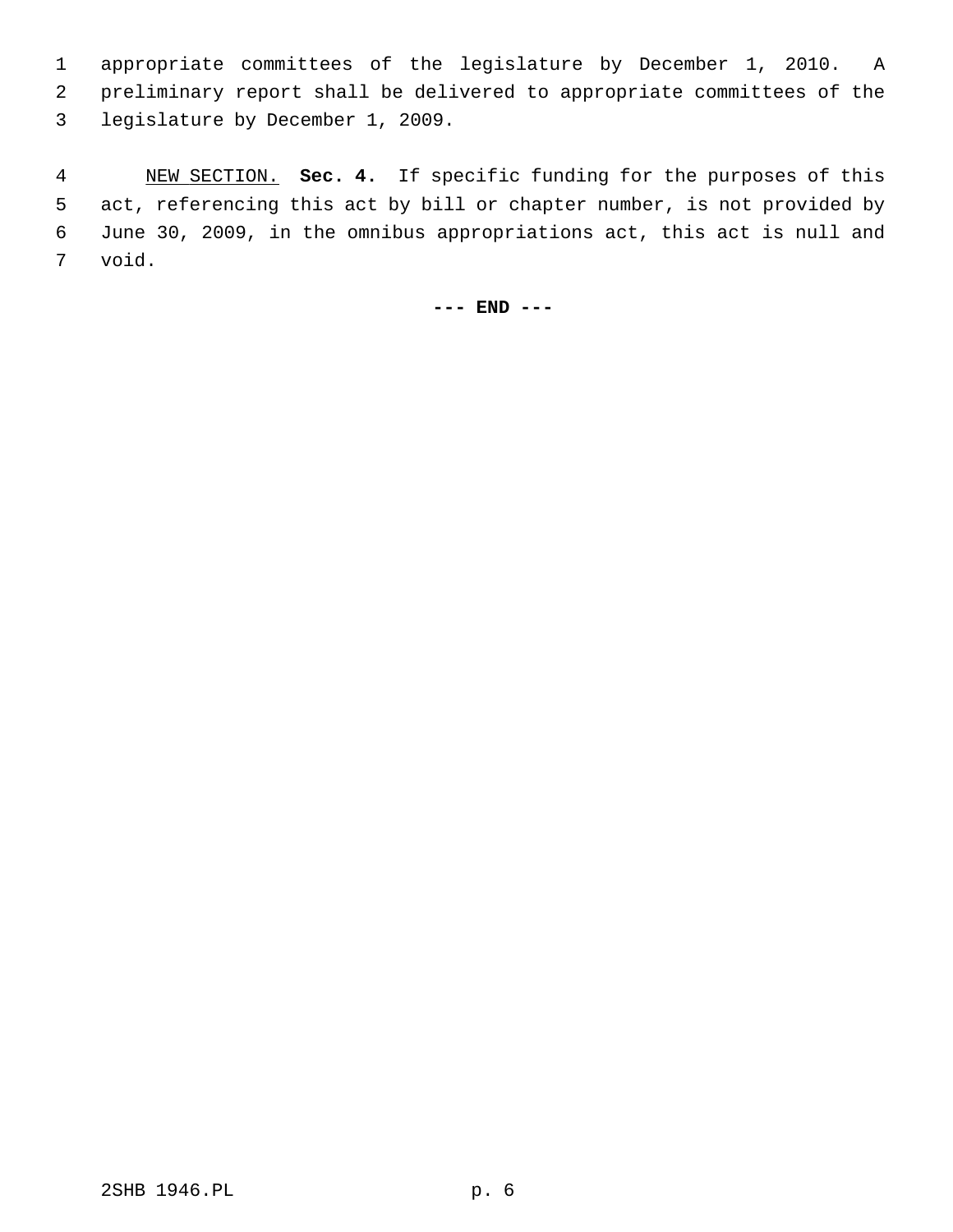appropriate committees of the legislature by December 1, 2010. A preliminary report shall be delivered to appropriate committees of the legislature by December 1, 2009.

NEW SECTION. **Sec. 4.** If specific funding for the purposes of this act, referencing this act by bill or chapter number, is not provided by June 30, 2009, in the omnibus appropriations act, this act is null and void.

**--- END ---**